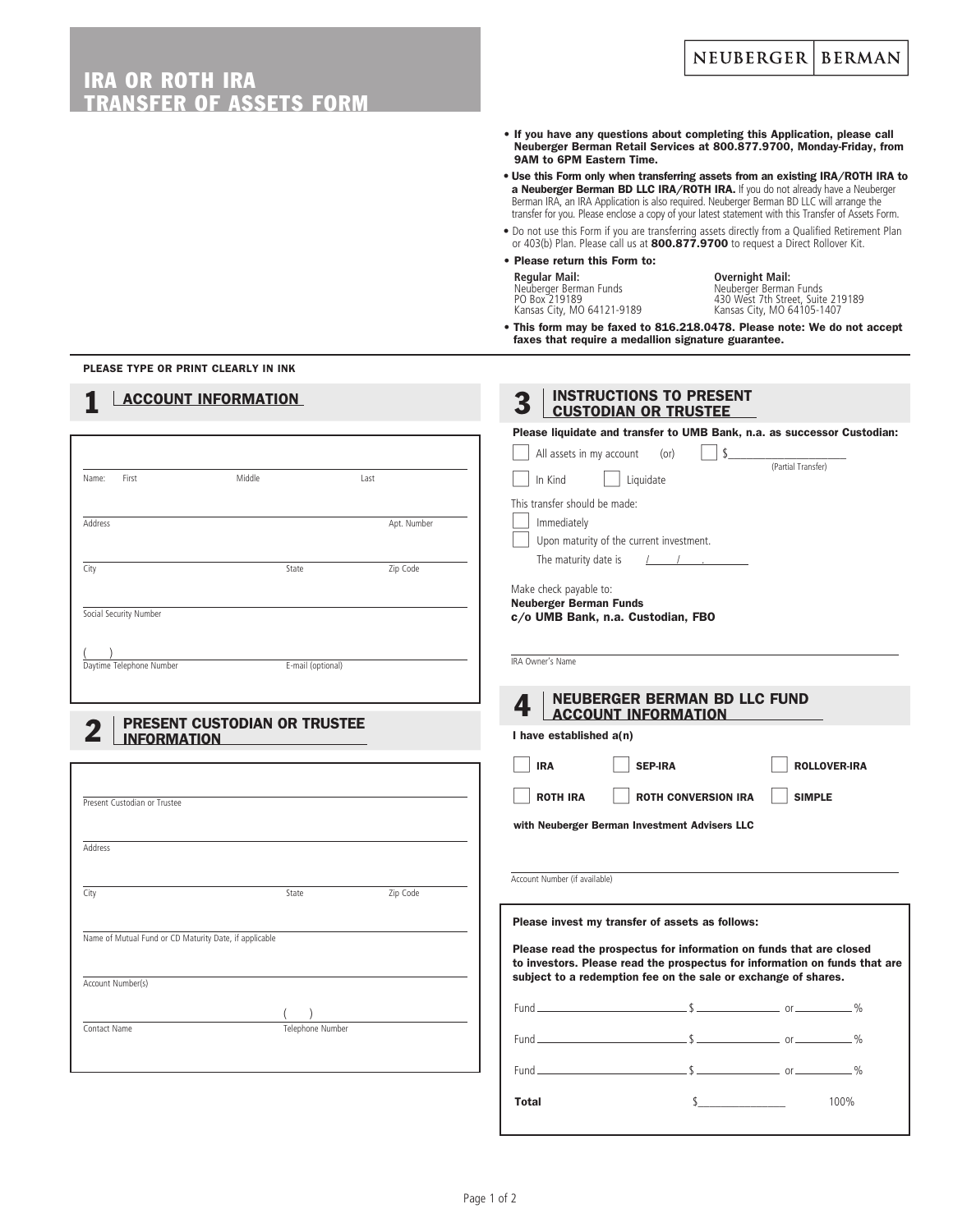# IRA OR ROTH IRA TRANSFER OF ASSETS FORM

NEUBERGER | BERMAN

- **If you have any questions about completing this Application, please call Neuberger Berman Retail Services at 800.877.9700, Monday-Friday, from 9AM to 6PM Eastern Time.**
- **Use this Form only when transferring assets from an existing IRA/ROTH IRA to a Neuberger Berman BD LLC IRA/ROTH IRA.** If you do not already have a Neuberger Berman IRA, an IRA Application is also required. Neuberger Berman BD LLC will arrange the transfer for you. Please enclose a copy of your latest statement with this Transfer of Assets Form.
- Do not use this Form if you are transferring assets directly from a Qualified Retirement Plan or 403(b) Plan. Please call us at **800.877.9700** to request a Direct Rollover Kit.
- **Please return this Form to:**

**Regular Mail:**
Neuberger Berman Funds
PO Box 219189
Kansas City, MO 64121-9189

**Overnight Mail:**
Neuberger Berman Funds
430 West 7th Street, Suite 219189
Kansas City, MO 64105-1407

- **This form may be faxed to 816.218.0478. Please note: We do not accept faxes that require a medallion signature guarantee.**

**PLEASE TYPE OR PRINT CLEARLY IN INK**

## 1 ACCOUNT INFORMATION

Name: First ______ Middle ______ Last ______

Address ______ Apt. Number ______

City ______ State ______ Zip Code ______

Social Security Number ______

( ) Daytime Telephone Number ______ E-mail (optional) ______

## 2 PRESENT CUSTODIAN OR TRUSTEE INFORMATION

Present Custodian or Trustee ______

Address ______

City ______ State ______ Zip Code ______

Name of Mutual Fund or CD Maturity Date, if applicable ______

Account Number(s) ______

Contact Name ______ ( ) Telephone Number ______

## 3 INSTRUCTIONS TO PRESENT CUSTODIAN OR TRUSTEE

**Please liquidate and transfer to UMB Bank, n.a. as successor Custodian:**

☐ All assets in my account (or) ☐ $______ (Partial Transfer)

☐ In Kind ☐ Liquidate

This transfer should be made:

☐ Immediately

☐ Upon maturity of the current investment.

The maturity date is ___/___/___.

Make check payable to:
**Neuberger Berman Funds**
**c/o UMB Bank, n.a. Custodian, FBO**

IRA Owner's Name ______

## 4 NEUBERGER BERMAN BD LLC FUND ACCOUNT INFORMATION

**I have established a(n)**

☐ **IRA** ☐ **SEP-IRA** ☐ **ROLLOVER-IRA**

☐ **ROTH IRA** ☐ **ROTH CONVERSION IRA** ☐ **SIMPLE**

**with Neuberger Berman Investment Advisers LLC**

Account Number (if available) ______

**Please invest my transfer of assets as follows:**

**Please read the prospectus for information on funds that are closed to investors. Please read the prospectus for information on funds that are subject to a redemption fee on the sale or exchange of shares.**

Fund ______ $______ or ______%

Fund ______ $______ or ______%

Fund ______ $______ or ______%

**Total** $______ 100%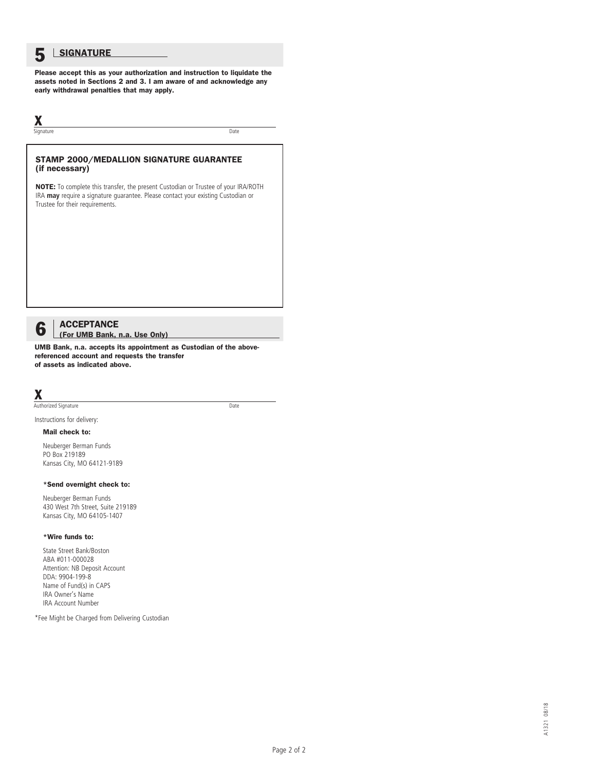## 5 SIGNATURE

**Please accept this as your authorization and instruction to liquidate the assets noted in Sections 2 and 3. I am aware of and acknowledge any early withdrawal penalties that may apply.**

**X** ______________________________________________

Signature Date

### STAMP 2000/MEDALLION SIGNATURE GUARANTEE (if necessary)

**NOTE:** To complete this transfer, the present Custodian or Trustee of your IRA/ROTH IRA **may** require a signature guarantee. Please contact your existing Custodian or Trustee for their requirements.

## 6 ACCEPTANCE

**(For UMB Bank, n.a. Use Only)**

**UMB Bank, n.a. accepts its appointment as Custodian of the above-referenced account and requests the transfer of assets as indicated above.**

**X** ______________________________________________

Authorized Signature Date

Instructions for delivery:

**Mail check to:**

Neuberger Berman Funds
PO Box 219189
Kansas City, MO 64121-9189

**\*Send overnight check to:**

Neuberger Berman Funds
430 West 7th Street, Suite 219189
Kansas City, MO 64105-1407

**\*Wire funds to:**

State Street Bank/Boston
ABA #011-000028
Attention: NB Deposit Account
DDA: 9904-199-8
Name of Fund(s) in CAPS
IRA Owner's Name
IRA Account Number

\*Fee Might be Charged from Delivering Custodian

A1321 08/18